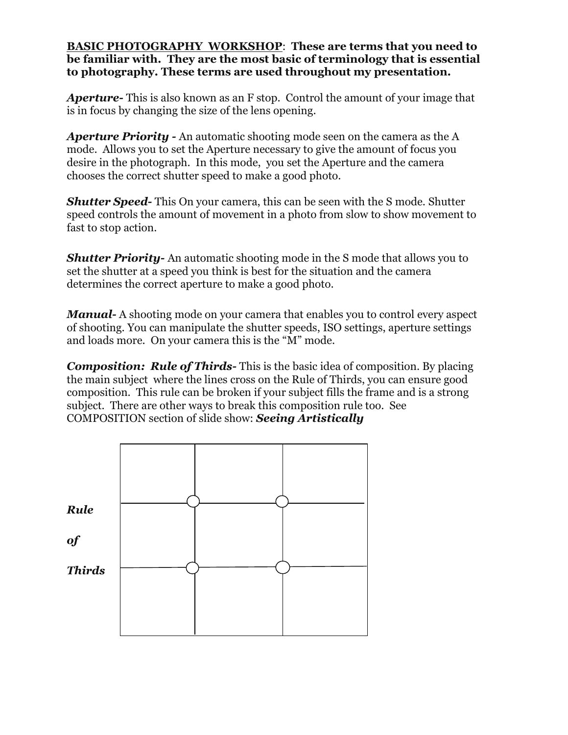**<u>BASIC PHOTOGRAPHY WORKSHOP</u>: These are terms that you need to be familiar with. They are the most basic of terminology that is essential to photography. These terms are used throughout my presentation.**

***Aperture-*** This is also known as an F stop. Control the amount of your image that is in focus by changing the size of the lens opening.

***Aperture Priority -*** An automatic shooting mode seen on the camera as the A mode. Allows you to set the Aperture necessary to give the amount of focus you desire in the photograph. In this mode, you set the Aperture and the camera chooses the correct shutter speed to make a good photo.

***Shutter Speed-*** This On your camera, this can be seen with the S mode. Shutter speed controls the amount of movement in a photo from slow to show movement to fast to stop action.

***Shutter Priority-*** An automatic shooting mode in the S mode that allows you to set the shutter at a speed you think is best for the situation and the camera determines the correct aperture to make a good photo.

***Manual-*** A shooting mode on your camera that enables you to control every aspect of shooting. You can manipulate the shutter speeds, ISO settings, aperture settings and loads more. On your camera this is the "M" mode.

***Composition: Rule of Thirds-*** This is the basic idea of composition. By placing the main subject where the lines cross on the Rule of Thirds, you can ensure good composition. This rule can be broken if your subject fills the frame and is a strong subject. There are other ways to break this composition rule too. See COMPOSITION section of slide show: ***Seeing Artistically***

***Rule of Thirds***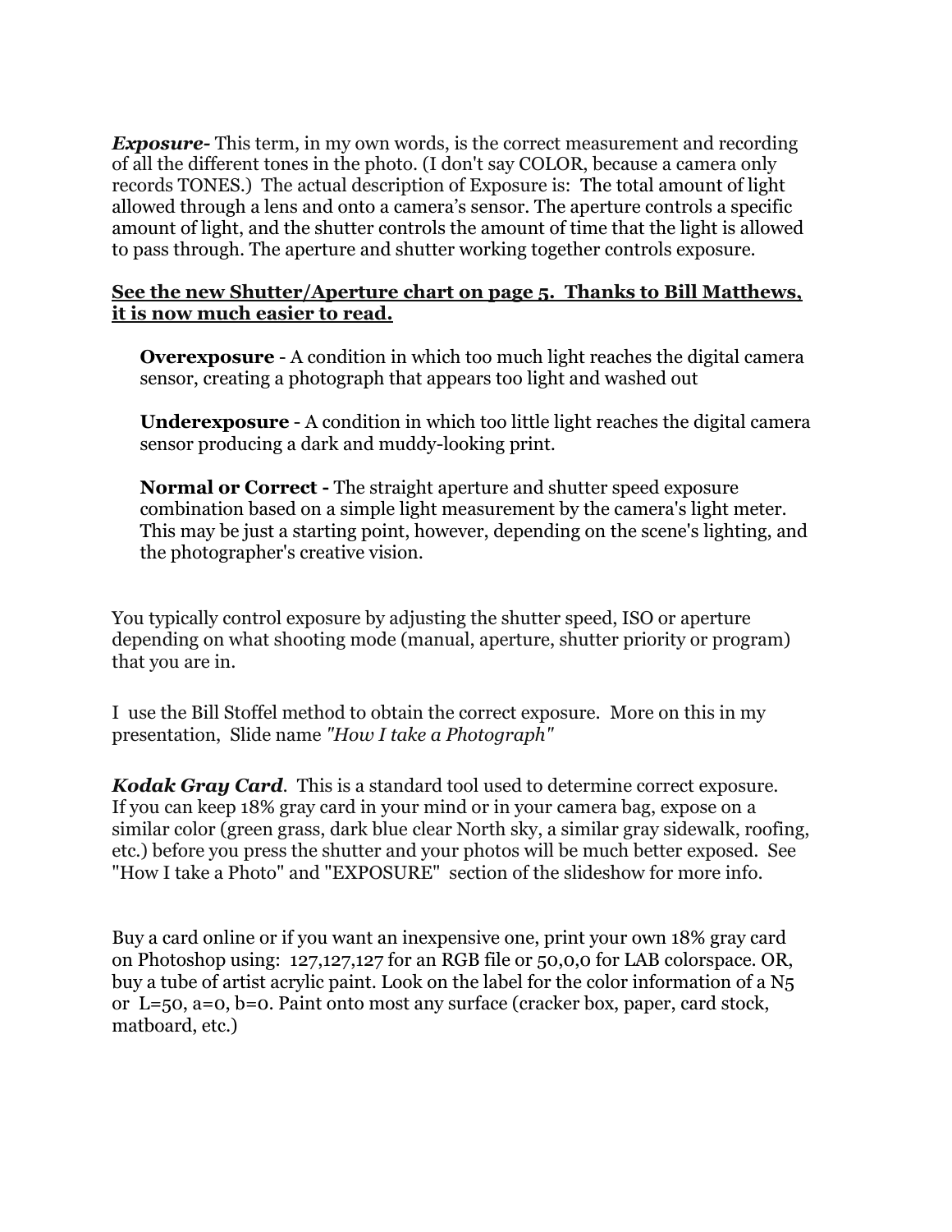***Exposure-*** This term, in my own words, is the correct measurement and recording of all the different tones in the photo. (I don't say COLOR, because a camera only records TONES.) The actual description of Exposure is: The total amount of light allowed through a lens and onto a camera's sensor. The aperture controls a specific amount of light, and the shutter controls the amount of time that the light is allowed to pass through. The aperture and shutter working together controls exposure.

<u>**See the new Shutter/Aperture chart on page 5. Thanks to Bill Matthews, it is now much easier to read.**</u>

> **Overexposure** - A condition in which too much light reaches the digital camera sensor, creating a photograph that appears too light and washed out
>
> **Underexposure** - A condition in which too little light reaches the digital camera sensor producing a dark and muddy-looking print.
>
> **Normal or Correct -** The straight aperture and shutter speed exposure combination based on a simple light measurement by the camera's light meter. This may be just a starting point, however, depending on the scene's lighting, and the photographer's creative vision.

You typically control exposure by adjusting the shutter speed, ISO or aperture depending on what shooting mode (manual, aperture, shutter priority or program) that you are in.

I use the Bill Stoffel method to obtain the correct exposure. More on this in my presentation, Slide name *"How I take a Photograph"*

***Kodak Gray Card***. This is a standard tool used to determine correct exposure. If you can keep 18% gray card in your mind or in your camera bag, expose on a similar color (green grass, dark blue clear North sky, a similar gray sidewalk, roofing, etc.) before you press the shutter and your photos will be much better exposed. See "How I take a Photo" and "EXPOSURE" section of the slideshow for more info.

Buy a card online or if you want an inexpensive one, print your own 18% gray card on Photoshop using: 127,127,127 for an RGB file or 50,0,0 for LAB colorspace. OR, buy a tube of artist acrylic paint. Look on the label for the color information of a N5 or L=50, a=0, b=0. Paint onto most any surface (cracker box, paper, card stock, matboard, etc.)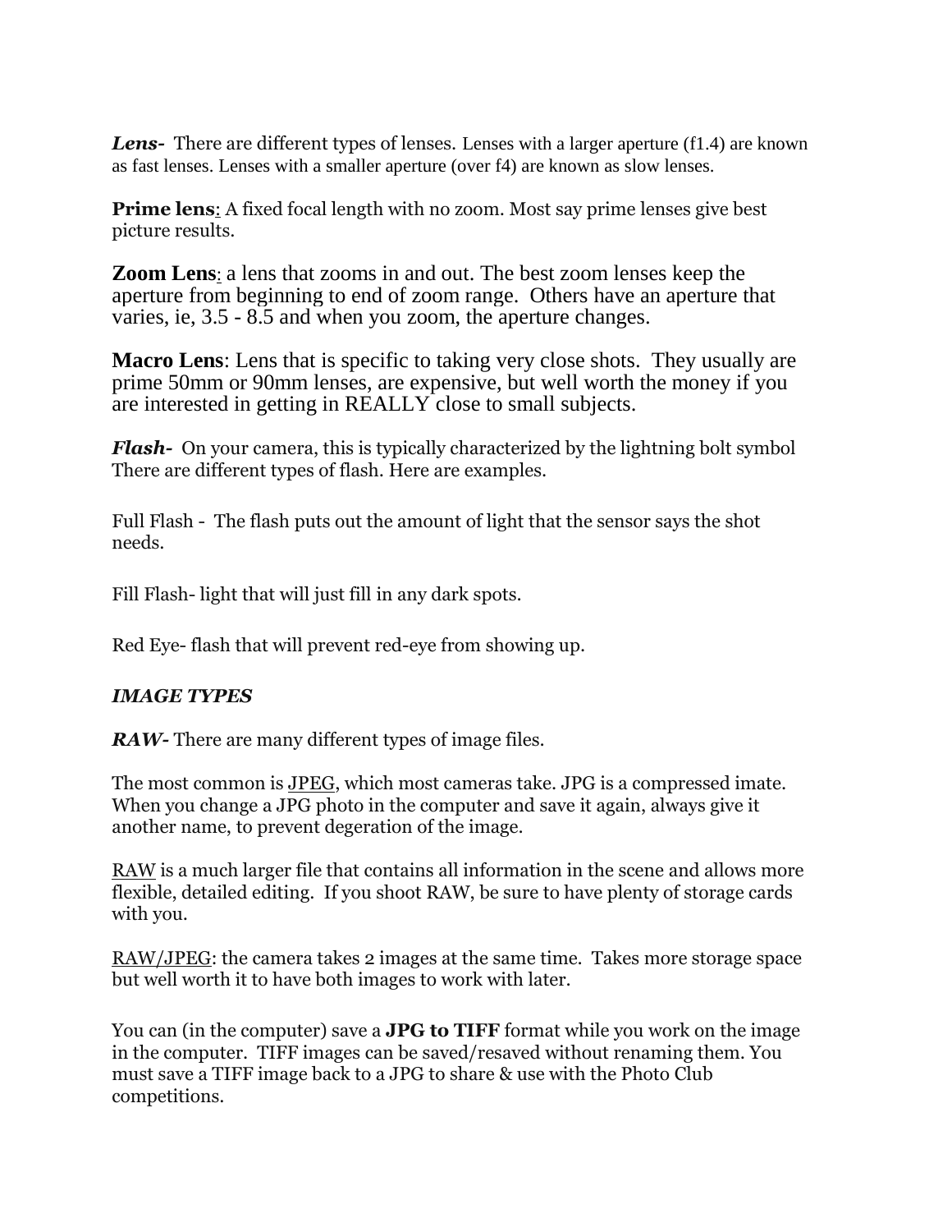***Lens-*** There are different types of lenses. Lenses with a larger aperture (f1.4) are known as fast lenses. Lenses with a smaller aperture (over f4) are known as slow lenses.

**Prime lens**: A fixed focal length with no zoom. Most say prime lenses give best picture results.

**Zoom Lens**: a lens that zooms in and out. The best zoom lenses keep the aperture from beginning to end of zoom range. Others have an aperture that varies, ie, 3.5 - 8.5 and when you zoom, the aperture changes.

**Macro Lens**: Lens that is specific to taking very close shots. They usually are prime 50mm or 90mm lenses, are expensive, but well worth the money if you are interested in getting in REALLY close to small subjects.

***Flash-*** On your camera, this is typically characterized by the lightning bolt symbol There are different types of flash. Here are examples.

Full Flash - The flash puts out the amount of light that the sensor says the shot needs.

Fill Flash- light that will just fill in any dark spots.

Red Eye- flash that will prevent red-eye from showing up.

***IMAGE TYPES***

***RAW-*** There are many different types of image files.

The most common is JPEG, which most cameras take. JPG is a compressed imate. When you change a JPG photo in the computer and save it again, always give it another name, to prevent degeration of the image.

RAW is a much larger file that contains all information in the scene and allows more flexible, detailed editing. If you shoot RAW, be sure to have plenty of storage cards with you.

RAW/JPEG: the camera takes 2 images at the same time. Takes more storage space but well worth it to have both images to work with later.

You can (in the computer) save a **JPG to TIFF** format while you work on the image in the computer. TIFF images can be saved/resaved without renaming them. You must save a TIFF image back to a JPG to share & use with the Photo Club competitions.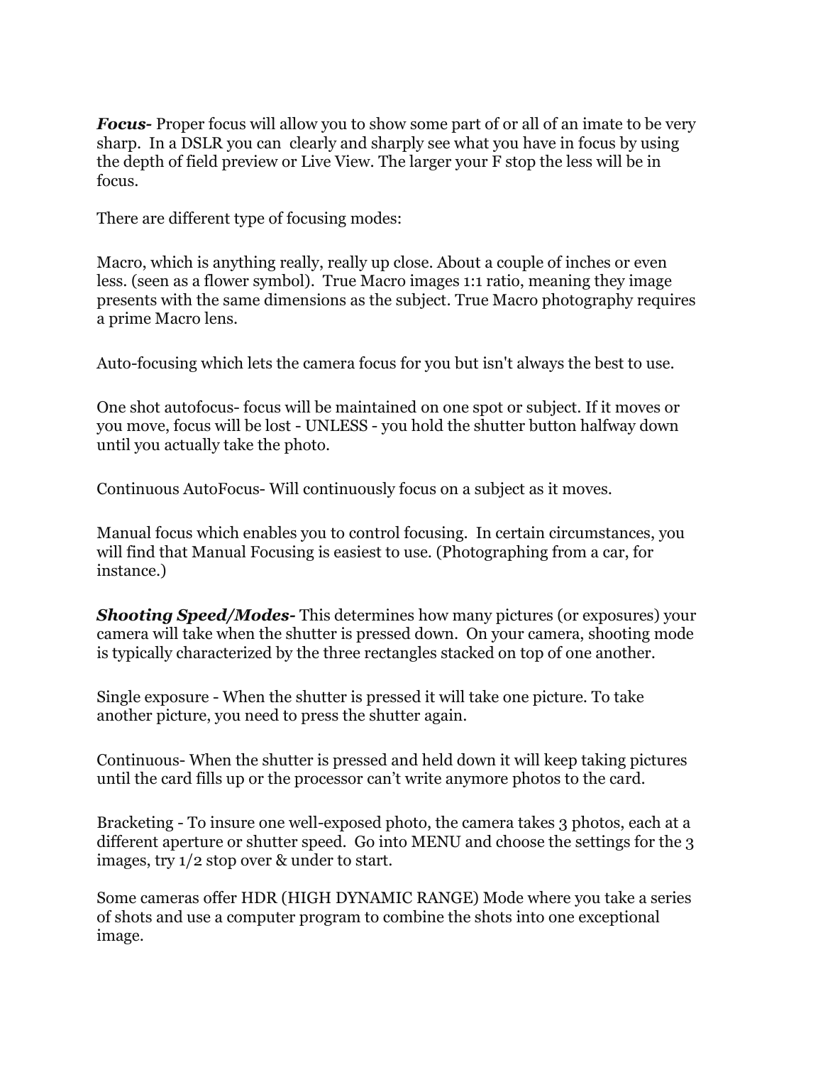***Focus-*** Proper focus will allow you to show some part of or all of an imate to be very sharp. In a DSLR you can clearly and sharply see what you have in focus by using the depth of field preview or Live View. The larger your F stop the less will be in focus.

There are different type of focusing modes:

Macro, which is anything really, really up close. About a couple of inches or even less. (seen as a flower symbol). True Macro images 1:1 ratio, meaning they image presents with the same dimensions as the subject. True Macro photography requires a prime Macro lens.

Auto-focusing which lets the camera focus for you but isn't always the best to use.

One shot autofocus- focus will be maintained on one spot or subject. If it moves or you move, focus will be lost - UNLESS - you hold the shutter button halfway down until you actually take the photo.

Continuous AutoFocus- Will continuously focus on a subject as it moves.

Manual focus which enables you to control focusing. In certain circumstances, you will find that Manual Focusing is easiest to use. (Photographing from a car, for instance.)

***Shooting Speed/Modes-*** This determines how many pictures (or exposures) your camera will take when the shutter is pressed down. On your camera, shooting mode is typically characterized by the three rectangles stacked on top of one another.

Single exposure - When the shutter is pressed it will take one picture. To take another picture, you need to press the shutter again.

Continuous- When the shutter is pressed and held down it will keep taking pictures until the card fills up or the processor can't write anymore photos to the card.

Bracketing - To insure one well-exposed photo, the camera takes 3 photos, each at a different aperture or shutter speed. Go into MENU and choose the settings for the 3 images, try 1/2 stop over & under to start.

Some cameras offer HDR (HIGH DYNAMIC RANGE) Mode where you take a series of shots and use a computer program to combine the shots into one exceptional image.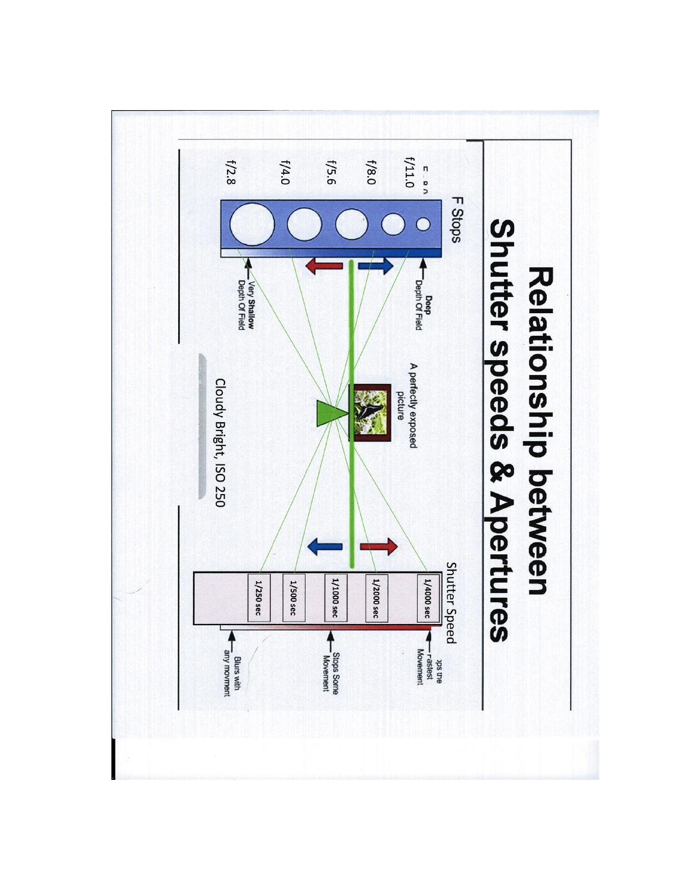# Relationship between Shutter speeds & Apertures

F Stops

f/11.0

f/8.0

f/5.6

f/4.0

f/2.8

Deep Depth Of Field

Very Shallow Depth Of Field

A perfectly exposed picture

Shutter Speed

1/4000 sec

1/2000 sec

1/1000 sec

1/500 sec

1/250 sec

ops the Fastest Movement

Stops Some Movement

Blurs with any movment

Cloudy Bright, ISO 250